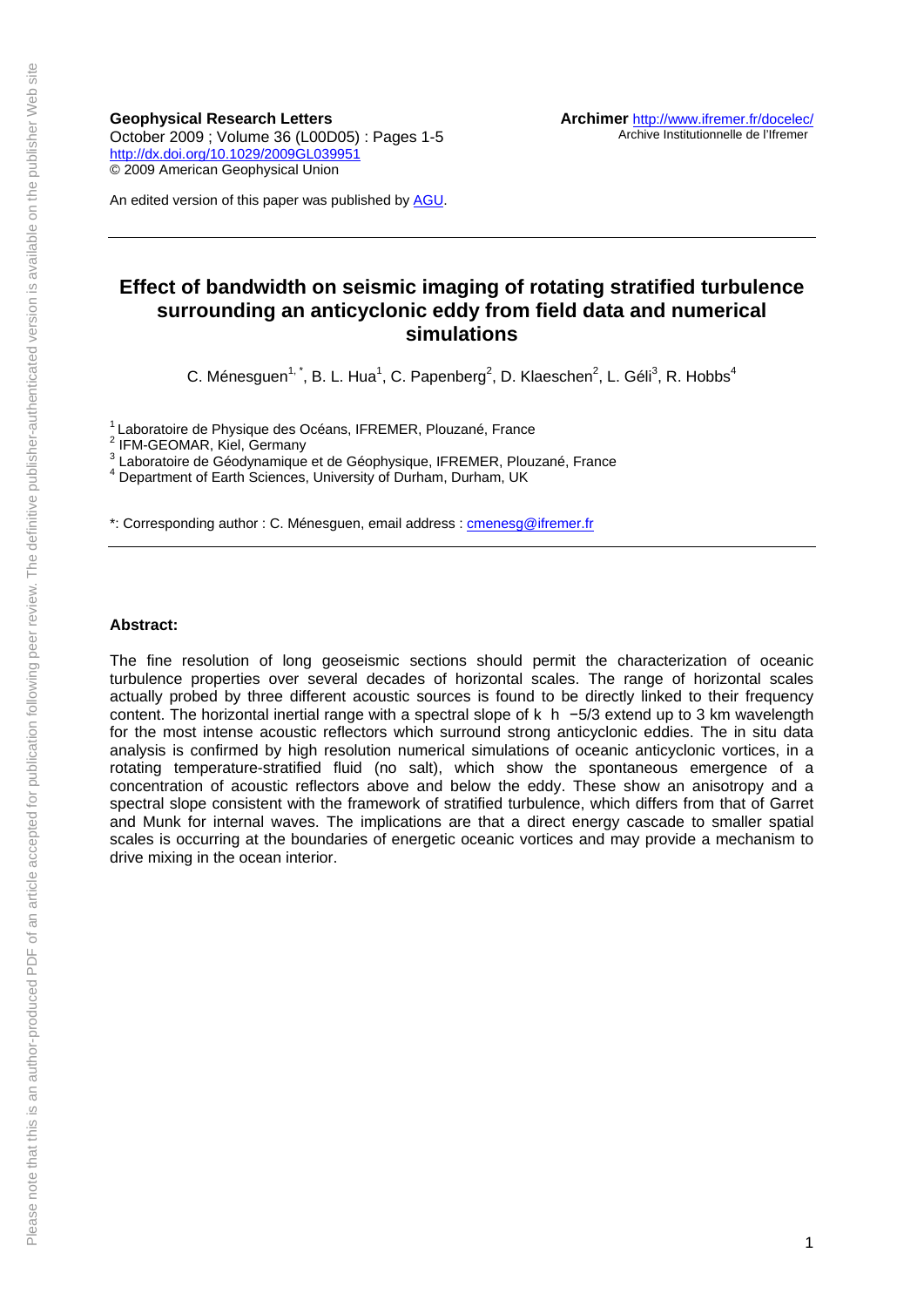**Geophysical Research Letters**
October 2009 ; Volume 36 (L00D05) : Pages 1-5
http://dx.doi.org/10.1029/2009GL039951
© 2009 American Geophysical Union

**Archimer** http://www.ifremer.fr/docelec/
Archive Institutionnelle de l'Ifremer

An edited version of this paper was published by AGU.

# Effect of bandwidth on seismic imaging of rotating stratified turbulence surrounding an anticyclonic eddy from field data and numerical simulations

C. Ménesguen[1,*], B. L. Hua[1], C. Papenberg[2], D. Klaeschen[2], L. Géli[3], R. Hobbs[4]

[1] Laboratoire de Physique des Océans, IFREMER, Plouzané, France
[2] IFM-GEOMAR, Kiel, Germany
[3] Laboratoire de Géodynamique et de Géophysique, IFREMER, Plouzané, France
[4] Department of Earth Sciences, University of Durham, Durham, UK

*: Corresponding author : C. Ménesguen, email address : cmenesg@ifremer.fr

**Abstract:**

The fine resolution of long geoseismic sections should permit the characterization of oceanic turbulence properties over several decades of horizontal scales. The range of horizontal scales actually probed by three different acoustic sources is found to be directly linked to their frequency content. The horizontal inertial range with a spectral slope of $k_h^{-5/3}$ extend up to 3 km wavelength for the most intense acoustic reflectors which surround strong anticyclonic eddies. The in situ data analysis is confirmed by high resolution numerical simulations of oceanic anticyclonic vortices, in a rotating temperature-stratified fluid (no salt), which show the spontaneous emergence of a concentration of acoustic reflectors above and below the eddy. These show an anisotropy and a spectral slope consistent with the framework of stratified turbulence, which differs from that of Garret and Munk for internal waves. The implications are that a direct energy cascade to smaller spatial scales is occurring at the boundaries of energetic oceanic vortices and may provide a mechanism to drive mixing in the ocean interior.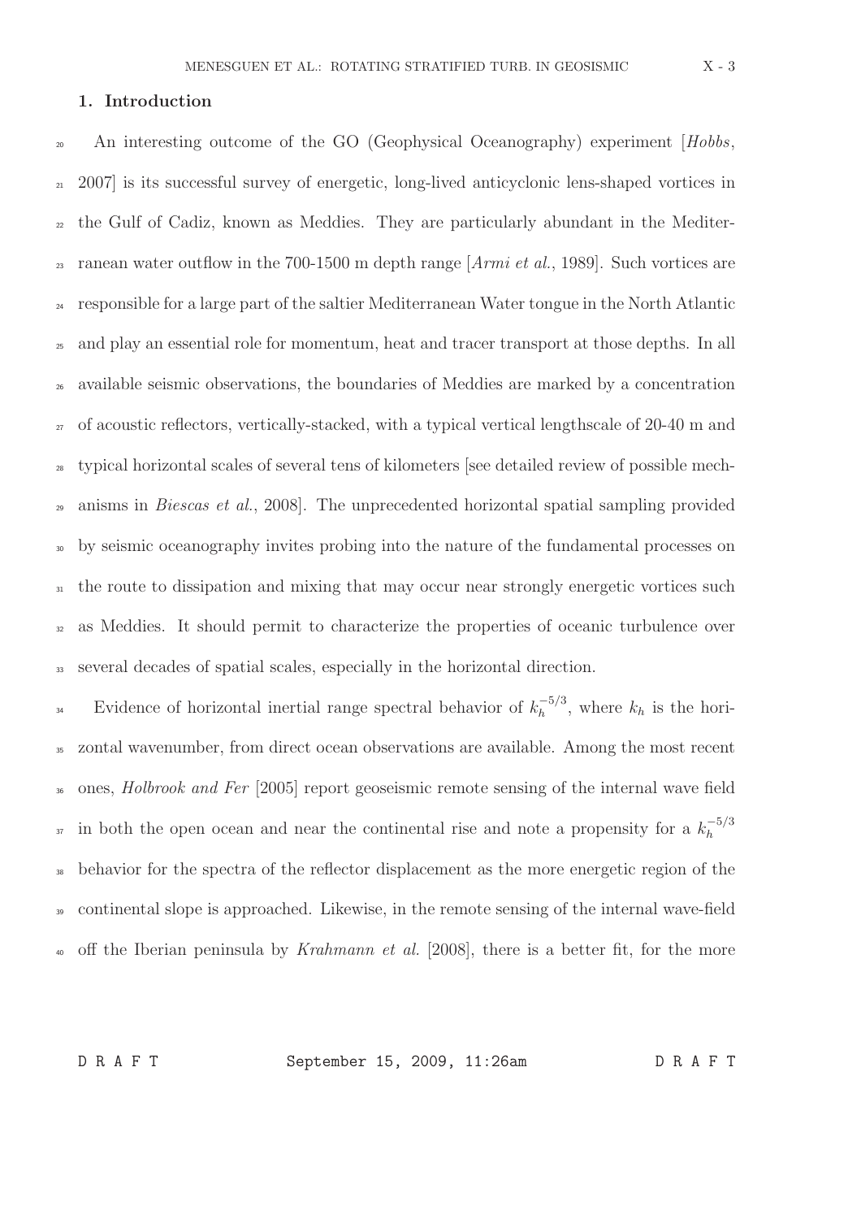## 1. Introduction

An interesting outcome of the GO (Geophysical Oceanography) experiment [*Hobbs*, 2007] is its successful survey of energetic, long-lived anticyclonic lens-shaped vortices in the Gulf of Cadiz, known as Meddies. They are particularly abundant in the Mediterranean water outflow in the 700-1500 m depth range [*Armi et al.*, 1989]. Such vortices are responsible for a large part of the saltier Mediterranean Water tongue in the North Atlantic and play an essential role for momentum, heat and tracer transport at those depths. In all available seismic observations, the boundaries of Meddies are marked by a concentration of acoustic reflectors, vertically-stacked, with a typical vertical lengthscale of 20-40 m and typical horizontal scales of several tens of kilometers [see detailed review of possible mechanisms in *Biescas et al.*, 2008]. The unprecedented horizontal spatial sampling provided by seismic oceanography invites probing into the nature of the fundamental processes on the route to dissipation and mixing that may occur near strongly energetic vortices such as Meddies. It should permit to characterize the properties of oceanic turbulence over several decades of spatial scales, especially in the horizontal direction.

Evidence of horizontal inertial range spectral behavior of $k_h^{-5/3}$, where $k_h$ is the horizontal wavenumber, from direct ocean observations are available. Among the most recent ones, *Holbrook and Fer* [2005] report geoseismic remote sensing of the internal wave field in both the open ocean and near the continental rise and note a propensity for a $k_h^{-5/3}$ behavior for the spectra of the reflector displacement as the more energetic region of the continental slope is approached. Likewise, in the remote sensing of the internal wave-field off the Iberian peninsula by *Krahmann et al.* [2008], there is a better fit, for the more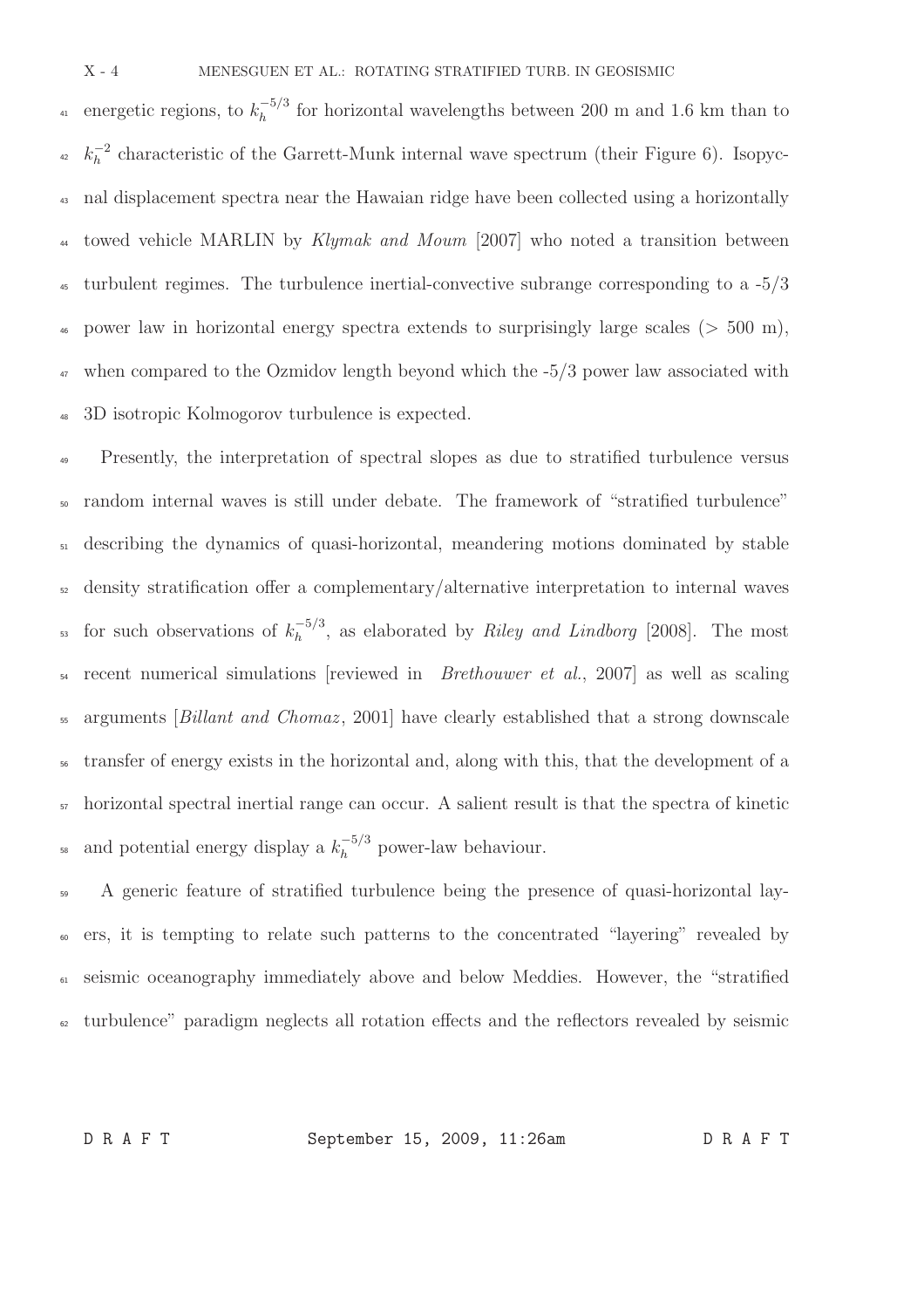energetic regions, to $k_h^{-5/3}$ for horizontal wavelengths between 200 m and 1.6 km than to $k_h^{-2}$ characteristic of the Garrett-Munk internal wave spectrum (their Figure 6). Isopycnal displacement spectra near the Hawaian ridge have been collected using a horizontally towed vehicle MARLIN by *Klymak and Moum* [2007] who noted a transition between turbulent regimes. The turbulence inertial-convective subrange corresponding to a -5/3 power law in horizontal energy spectra extends to surprisingly large scales (> 500 m), when compared to the Ozmidov length beyond which the -5/3 power law associated with 3D isotropic Kolmogorov turbulence is expected.

Presently, the interpretation of spectral slopes as due to stratified turbulence versus random internal waves is still under debate. The framework of "stratified turbulence" describing the dynamics of quasi-horizontal, meandering motions dominated by stable density stratification offer a complementary/alternative interpretation to internal waves for such observations of $k_h^{-5/3}$, as elaborated by *Riley and Lindborg* [2008]. The most recent numerical simulations [reviewed in *Brethouwer et al.*, 2007] as well as scaling arguments [*Billant and Chomaz*, 2001] have clearly established that a strong downscale transfer of energy exists in the horizontal and, along with this, that the development of a horizontal spectral inertial range can occur. A salient result is that the spectra of kinetic and potential energy display a $k_h^{-5/3}$ power-law behaviour.

A generic feature of stratified turbulence being the presence of quasi-horizontal layers, it is tempting to relate such patterns to the concentrated "layering" revealed by seismic oceanography immediately above and below Meddies. However, the "stratified turbulence" paradigm neglects all rotation effects and the reflectors revealed by seismic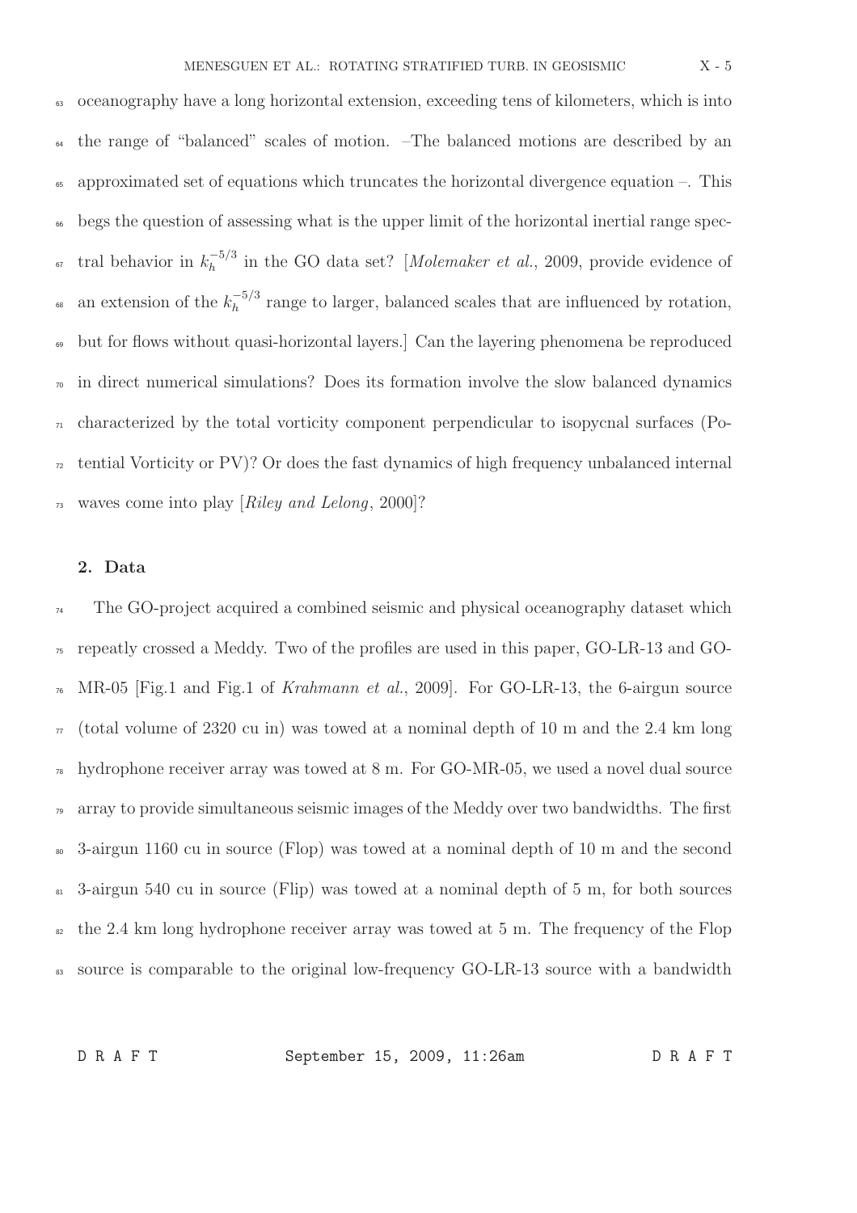oceanography have a long horizontal extension, exceeding tens of kilometers, which is into the range of "balanced" scales of motion. –The balanced motions are described by an approximated set of equations which truncates the horizontal divergence equation –. This begs the question of assessing what is the upper limit of the horizontal inertial range spectral behavior in $k_h^{-5/3}$ in the GO data set? [*Molemaker et al.*, 2009, provide evidence of an extension of the $k_h^{-5/3}$ range to larger, balanced scales that are influenced by rotation, but for flows without quasi-horizontal layers.] Can the layering phenomena be reproduced in direct numerical simulations? Does its formation involve the slow balanced dynamics characterized by the total vorticity component perpendicular to isopycnal surfaces (Potential Vorticity or PV)? Or does the fast dynamics of high frequency unbalanced internal waves come into play [*Riley and Lelong*, 2000]?

## 2. Data

The GO-project acquired a combined seismic and physical oceanography dataset which repeatly crossed a Meddy. Two of the profiles are used in this paper, GO-LR-13 and GO-MR-05 [Fig.1 and Fig.1 of *Krahmann et al.*, 2009]. For GO-LR-13, the 6-airgun source (total volume of 2320 cu in) was towed at a nominal depth of 10 m and the 2.4 km long hydrophone receiver array was towed at 8 m. For GO-MR-05, we used a novel dual source array to provide simultaneous seismic images of the Meddy over two bandwidths. The first 3-airgun 1160 cu in source (Flop) was towed at a nominal depth of 10 m and the second 3-airgun 540 cu in source (Flip) was towed at a nominal depth of 5 m, for both sources the 2.4 km long hydrophone receiver array was towed at 5 m. The frequency of the Flop source is comparable to the original low-frequency GO-LR-13 source with a bandwidth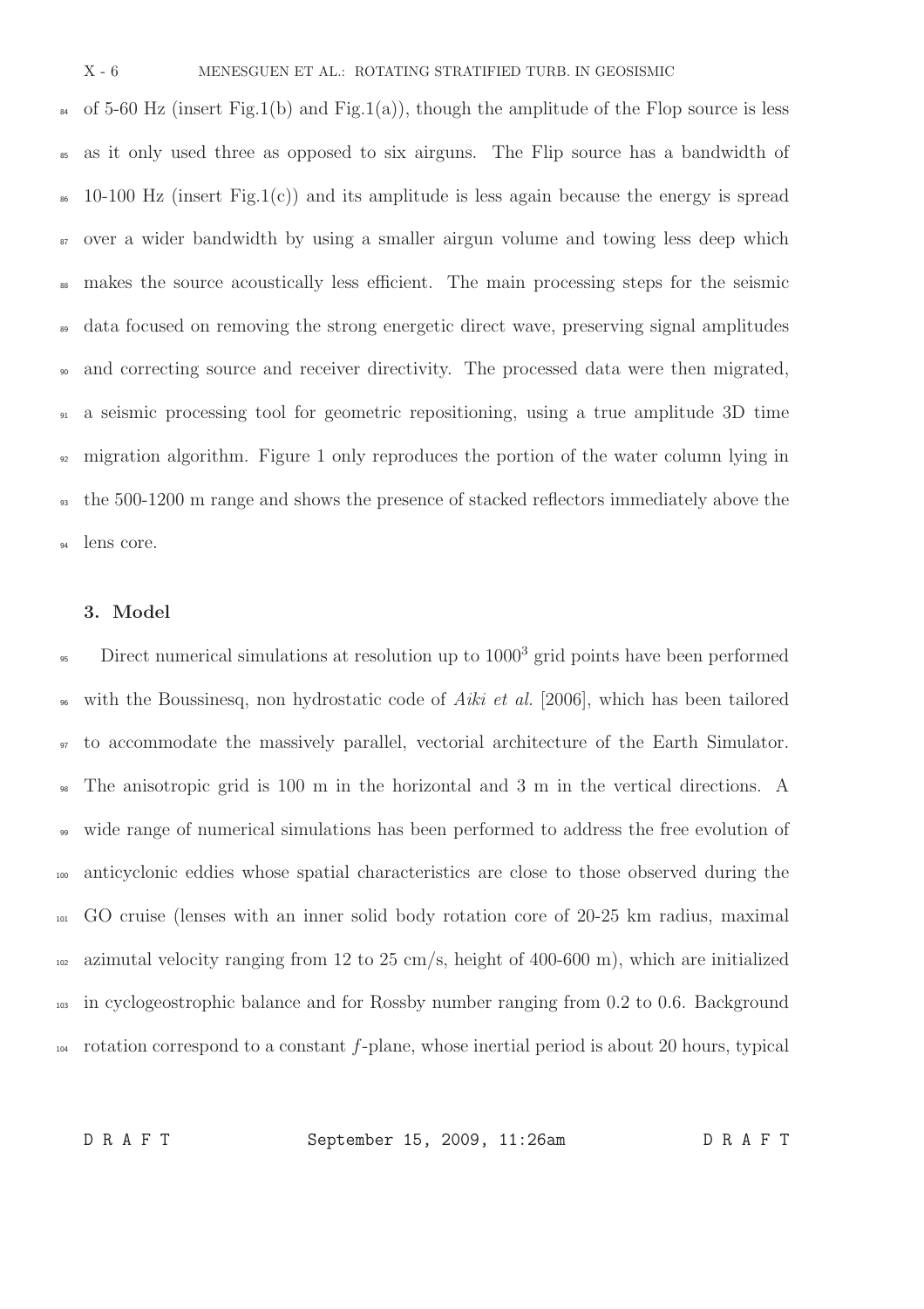of 5-60 Hz (insert Fig.1(b) and Fig.1(a)), though the amplitude of the Flop source is less as it only used three as opposed to six airguns. The Flip source has a bandwidth of 10-100 Hz (insert Fig.1(c)) and its amplitude is less again because the energy is spread over a wider bandwidth by using a smaller airgun volume and towing less deep which makes the source acoustically less efficient. The main processing steps for the seismic data focused on removing the strong energetic direct wave, preserving signal amplitudes and correcting source and receiver directivity. The processed data were then migrated, a seismic processing tool for geometric repositioning, using a true amplitude 3D time migration algorithm. Figure 1 only reproduces the portion of the water column lying in the 500-1200 m range and shows the presence of stacked reflectors immediately above the lens core.

## 3. Model

Direct numerical simulations at resolution up to $1000^3$ grid points have been performed with the Boussinesq, non hydrostatic code of *Aiki et al.* [2006], which has been tailored to accommodate the massively parallel, vectorial architecture of the Earth Simulator. The anisotropic grid is 100 m in the horizontal and 3 m in the vertical directions. A wide range of numerical simulations has been performed to address the free evolution of anticyclonic eddies whose spatial characteristics are close to those observed during the GO cruise (lenses with an inner solid body rotation core of 20-25 km radius, maximal azimutal velocity ranging from 12 to 25 cm/s, height of 400-600 m), which are initialized in cyclogeostrophic balance and for Rossby number ranging from 0.2 to 0.6. Background rotation correspond to a constant $f$-plane, whose inertial period is about 20 hours, typical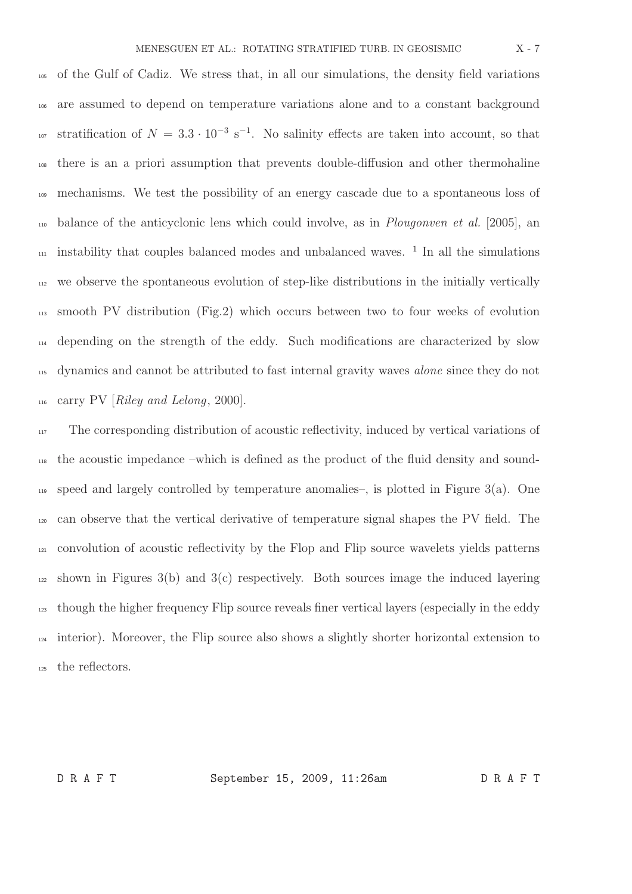of the Gulf of Cadiz. We stress that, in all our simulations, the density field variations are assumed to depend on temperature variations alone and to a constant background stratification of $N = 3.3 \cdot 10^{-3}$ s$^{-1}$. No salinity effects are taken into account, so that there is an a priori assumption that prevents double-diffusion and other thermohaline mechanisms. We test the possibility of an energy cascade due to a spontaneous loss of balance of the anticyclonic lens which could involve, as in *Plougonven et al.* [2005], an instability that couples balanced modes and unbalanced waves. [1] In all the simulations we observe the spontaneous evolution of step-like distributions in the initially vertically smooth PV distribution (Fig.2) which occurs between two to four weeks of evolution depending on the strength of the eddy. Such modifications are characterized by slow dynamics and cannot be attributed to fast internal gravity waves *alone* since they do not carry PV [*Riley and Lelong*, 2000].

The corresponding distribution of acoustic reflectivity, induced by vertical variations of the acoustic impedance –which is defined as the product of the fluid density and sound-speed and largely controlled by temperature anomalies–, is plotted in Figure 3(a). One can observe that the vertical derivative of temperature signal shapes the PV field. The convolution of acoustic reflectivity by the Flop and Flip source wavelets yields patterns shown in Figures 3(b) and 3(c) respectively. Both sources image the induced layering though the higher frequency Flip source reveals finer vertical layers (especially in the eddy interior). Moreover, the Flip source also shows a slightly shorter horizontal extension to the reflectors.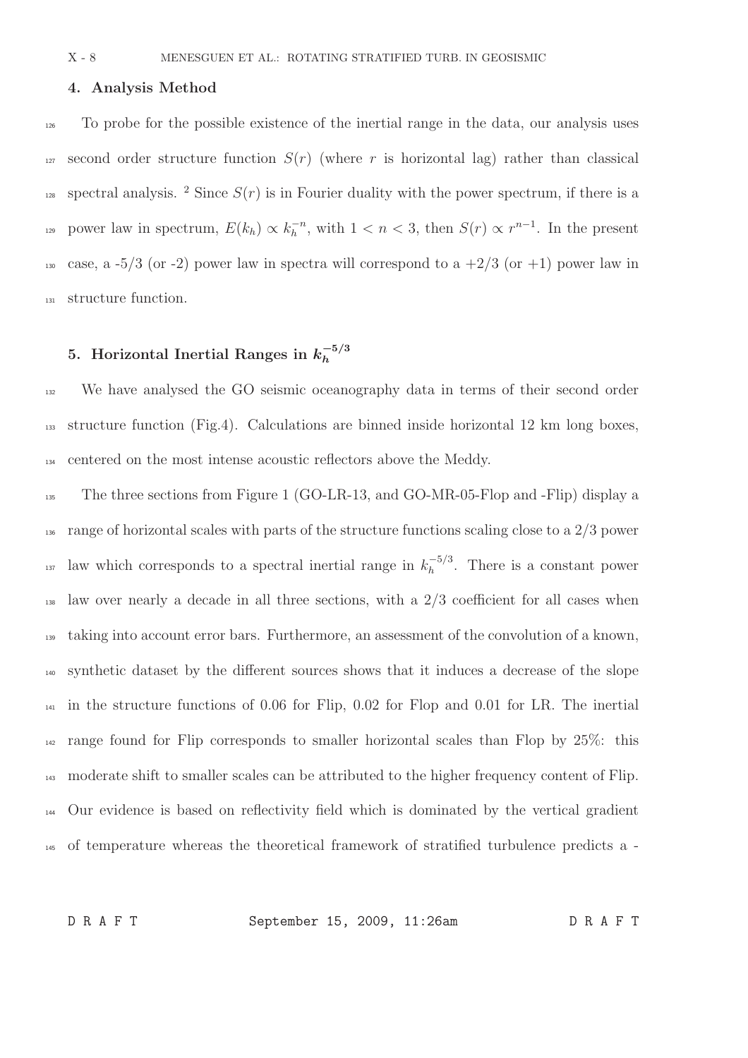## 4. Analysis Method

To probe for the possible existence of the inertial range in the data, our analysis uses second order structure function $S(r)$ (where $r$ is horizontal lag) rather than classical spectral analysis. [2] Since $S(r)$ is in Fourier duality with the power spectrum, if there is a power law in spectrum, $E(k_h) \propto k_h^{-n}$, with $1 < n < 3$, then $S(r) \propto r^{n-1}$. In the present case, a -5/3 (or -2) power law in spectra will correspond to a +2/3 (or +1) power law in structure function.

## 5. Horizontal Inertial Ranges in $k_h^{-5/3}$

We have analysed the GO seismic oceanography data in terms of their second order structure function (Fig.4). Calculations are binned inside horizontal 12 km long boxes, centered on the most intense acoustic reflectors above the Meddy.

The three sections from Figure 1 (GO-LR-13, and GO-MR-05-Flop and -Flip) display a range of horizontal scales with parts of the structure functions scaling close to a 2/3 power law which corresponds to a spectral inertial range in $k_h^{-5/3}$. There is a constant power law over nearly a decade in all three sections, with a 2/3 coefficient for all cases when taking into account error bars. Furthermore, an assessment of the convolution of a known, synthetic dataset by the different sources shows that it induces a decrease of the slope in the structure functions of 0.06 for Flip, 0.02 for Flop and 0.01 for LR. The inertial range found for Flip corresponds to smaller horizontal scales than Flop by 25%: this moderate shift to smaller scales can be attributed to the higher frequency content of Flip. Our evidence is based on reflectivity field which is dominated by the vertical gradient of temperature whereas the theoretical framework of stratified turbulence predicts a -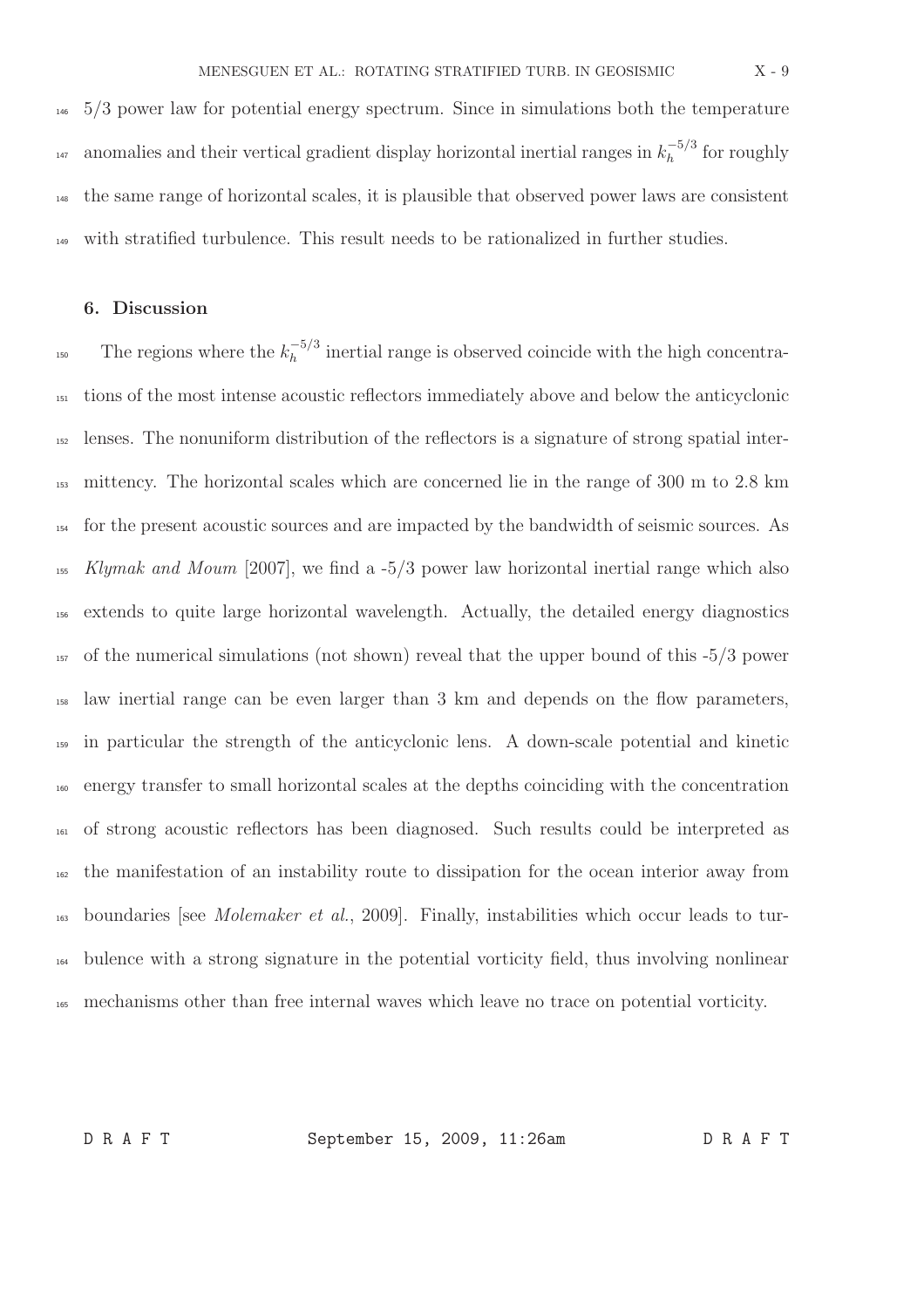5/3 power law for potential energy spectrum. Since in simulations both the temperature anomalies and their vertical gradient display horizontal inertial ranges in $k_h^{-5/3}$ for roughly the same range of horizontal scales, it is plausible that observed power laws are consistent with stratified turbulence. This result needs to be rationalized in further studies.

## 6. Discussion

The regions where the $k_h^{-5/3}$ inertial range is observed coincide with the high concentrations of the most intense acoustic reflectors immediately above and below the anticyclonic lenses. The nonuniform distribution of the reflectors is a signature of strong spatial intermittency. The horizontal scales which are concerned lie in the range of 300 m to 2.8 km for the present acoustic sources and are impacted by the bandwidth of seismic sources. As *Klymak and Moum* [2007], we find a -5/3 power law horizontal inertial range which also extends to quite large horizontal wavelength. Actually, the detailed energy diagnostics of the numerical simulations (not shown) reveal that the upper bound of this -5/3 power law inertial range can be even larger than 3 km and depends on the flow parameters, in particular the strength of the anticyclonic lens. A down-scale potential and kinetic energy transfer to small horizontal scales at the depths coinciding with the concentration of strong acoustic reflectors has been diagnosed. Such results could be interpreted as the manifestation of an instability route to dissipation for the ocean interior away from boundaries [see *Molemaker et al.*, 2009]. Finally, instabilities which occur leads to turbulence with a strong signature in the potential vorticity field, thus involving nonlinear mechanisms other than free internal waves which leave no trace on potential vorticity.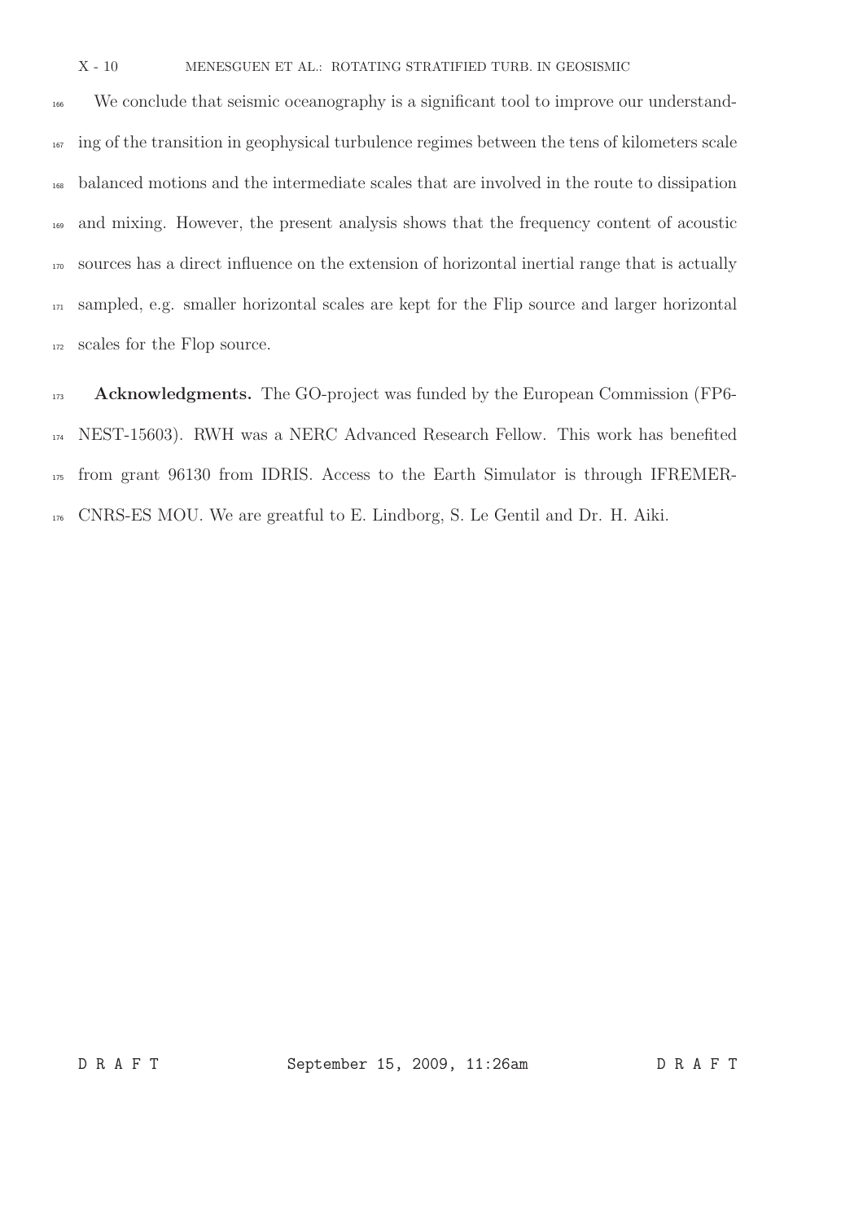We conclude that seismic oceanography is a significant tool to improve our understanding of the transition in geophysical turbulence regimes between the tens of kilometers scale balanced motions and the intermediate scales that are involved in the route to dissipation and mixing. However, the present analysis shows that the frequency content of acoustic sources has a direct influence on the extension of horizontal inertial range that is actually sampled, e.g. smaller horizontal scales are kept for the Flip source and larger horizontal scales for the Flop source.

**Acknowledgments.** The GO-project was funded by the European Commission (FP6-NEST-15603). RWH was a NERC Advanced Research Fellow. This work has benefited from grant 96130 from IDRIS. Access to the Earth Simulator is through IFREMER-CNRS-ES MOU. We are greatful to E. Lindborg, S. Le Gentil and Dr. H. Aiki.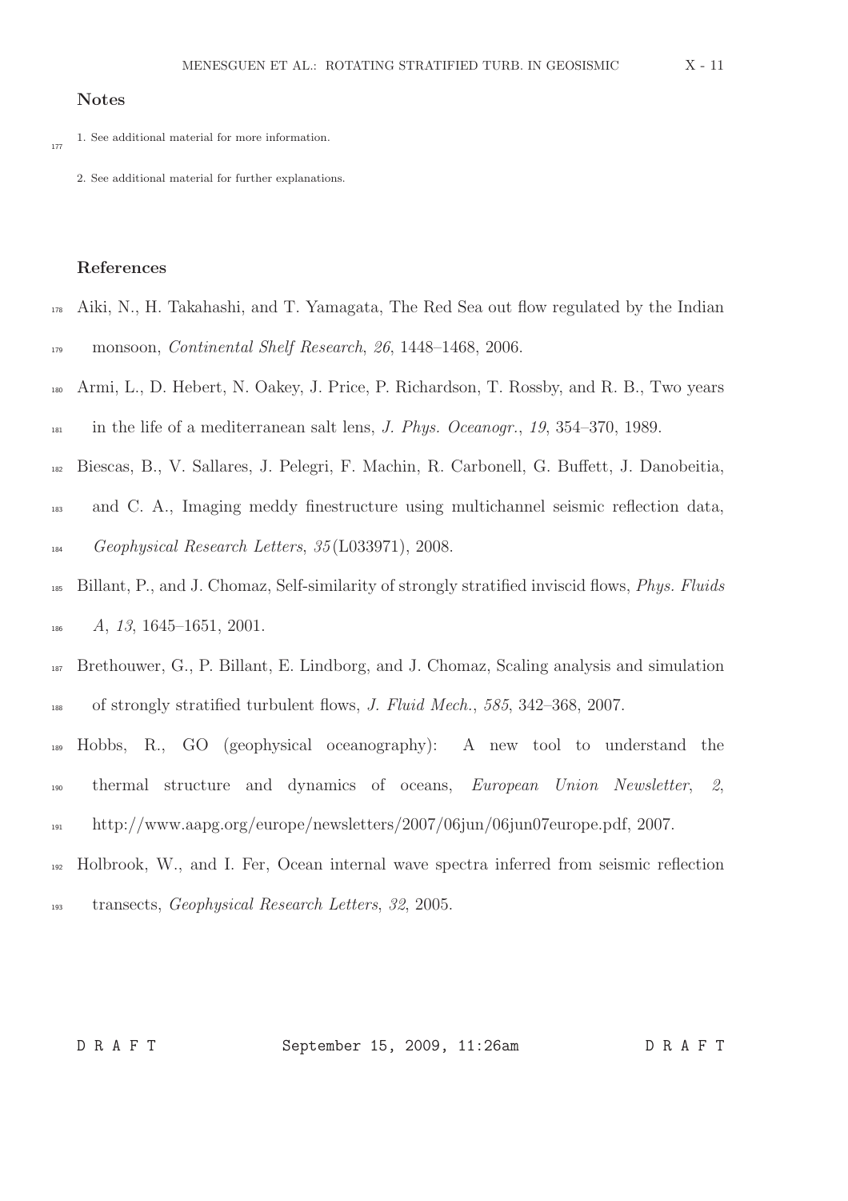## Notes

1. See additional material for more information.

2. See additional material for further explanations.

## References

Aiki, N., H. Takahashi, and T. Yamagata, The Red Sea out flow regulated by the Indian monsoon, *Continental Shelf Research*, *26*, 1448–1468, 2006.

Armi, L., D. Hebert, N. Oakey, J. Price, P. Richardson, T. Rossby, and R. B., Two years in the life of a mediterranean salt lens, *J. Phys. Oceanogr.*, *19*, 354–370, 1989.

Biescas, B., V. Sallares, J. Pelegri, F. Machin, R. Carbonell, G. Buffett, J. Danobeitia, and C. A., Imaging meddy finestructure using multichannel seismic reflection data, *Geophysical Research Letters*, *35*(L033971), 2008.

Billant, P., and J. Chomaz, Self-similarity of strongly stratified inviscid flows, *Phys. Fluids A*, *13*, 1645–1651, 2001.

Brethouwer, G., P. Billant, E. Lindborg, and J. Chomaz, Scaling analysis and simulation of strongly stratified turbulent flows, *J. Fluid Mech.*, *585*, 342–368, 2007.

Hobbs, R., GO (geophysical oceanography): A new tool to understand the thermal structure and dynamics of oceans, *European Union Newsletter*, *2*, http://www.aapg.org/europe/newsletters/2007/06jun/06jun07europe.pdf, 2007.

Holbrook, W., and I. Fer, Ocean internal wave spectra inferred from seismic reflection transects, *Geophysical Research Letters*, *32*, 2005.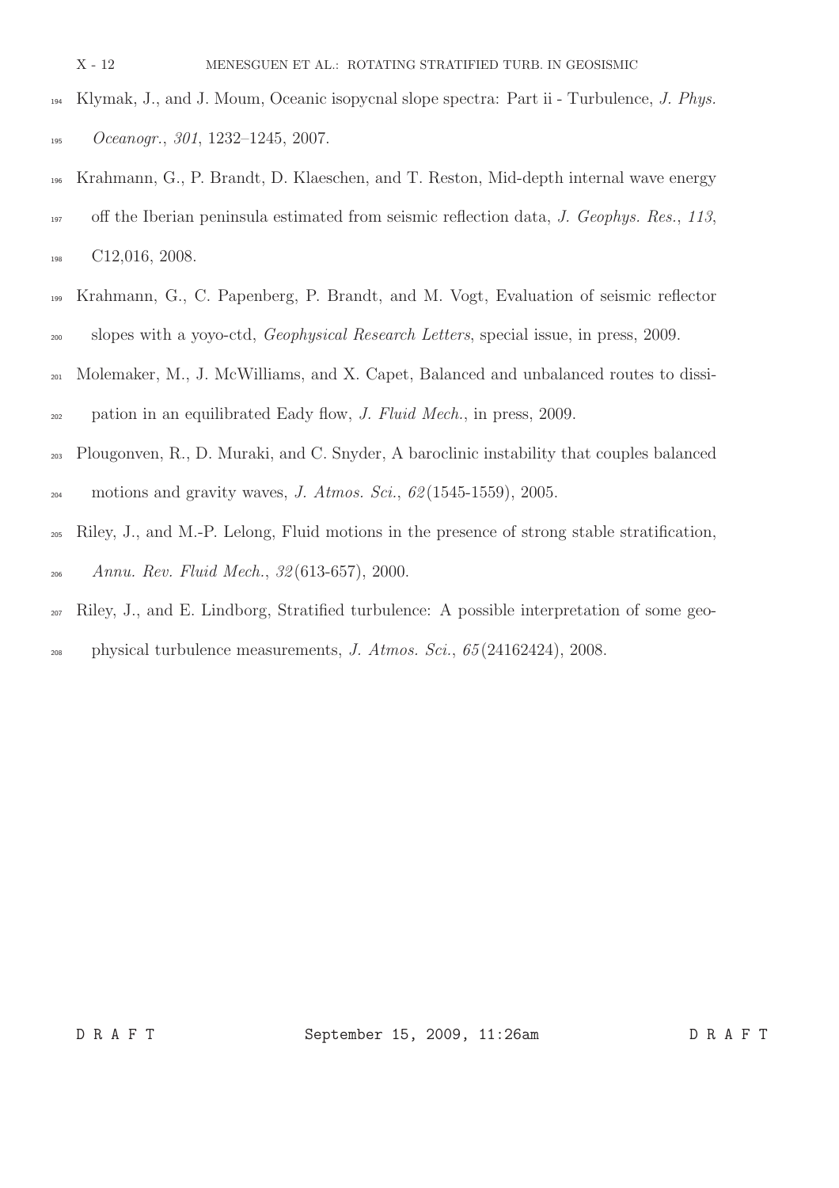Klymak, J., and J. Moum, Oceanic isopycnal slope spectra: Part ii - Turbulence, *J. Phys. Oceanogr.*, *301*, 1232–1245, 2007.

Krahmann, G., P. Brandt, D. Klaeschen, and T. Reston, Mid-depth internal wave energy off the Iberian peninsula estimated from seismic reflection data, *J. Geophys. Res.*, *113*, C12,016, 2008.

Krahmann, G., C. Papenberg, P. Brandt, and M. Vogt, Evaluation of seismic reflector slopes with a yoyo-ctd, *Geophysical Research Letters*, special issue, in press, 2009.

Molemaker, M., J. McWilliams, and X. Capet, Balanced and unbalanced routes to dissipation in an equilibrated Eady flow, *J. Fluid Mech.*, in press, 2009.

Plougonven, R., D. Muraki, and C. Snyder, A baroclinic instability that couples balanced motions and gravity waves, *J. Atmos. Sci.*, *62*(1545-1559), 2005.

Riley, J., and M.-P. Lelong, Fluid motions in the presence of strong stable stratification, *Annu. Rev. Fluid Mech.*, *32*(613-657), 2000.

Riley, J., and E. Lindborg, Stratified turbulence: A possible interpretation of some geophysical turbulence measurements, *J. Atmos. Sci.*, *65*(24162424), 2008.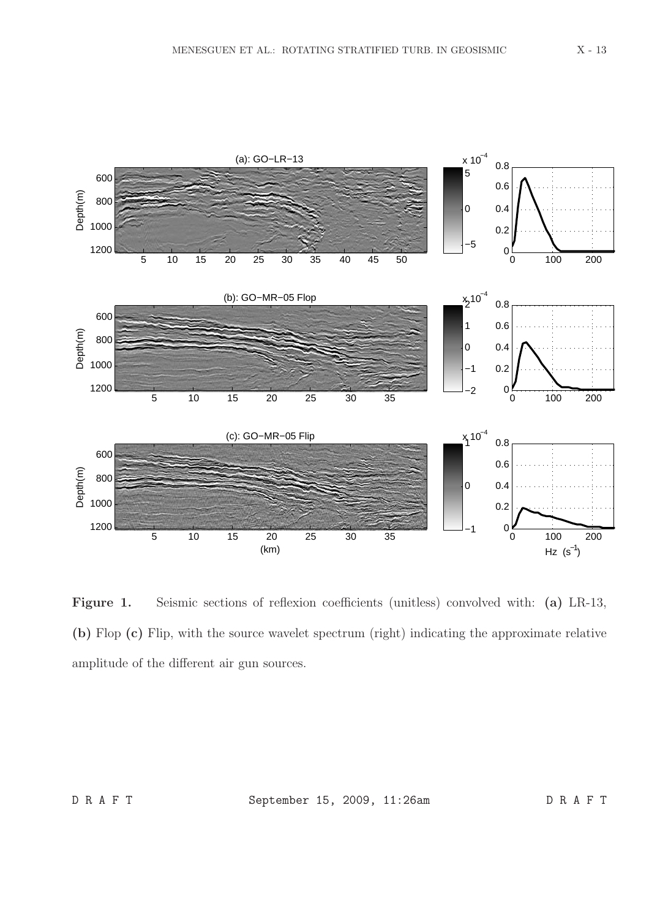**Figure 1.** Seismic sections of reflexion coefficients (unitless) convolved with: **(a)** LR-13, **(b)** Flop **(c)** Flip, with the source wavelet spectrum (right) indicating the approximate relative amplitude of the different air gun sources.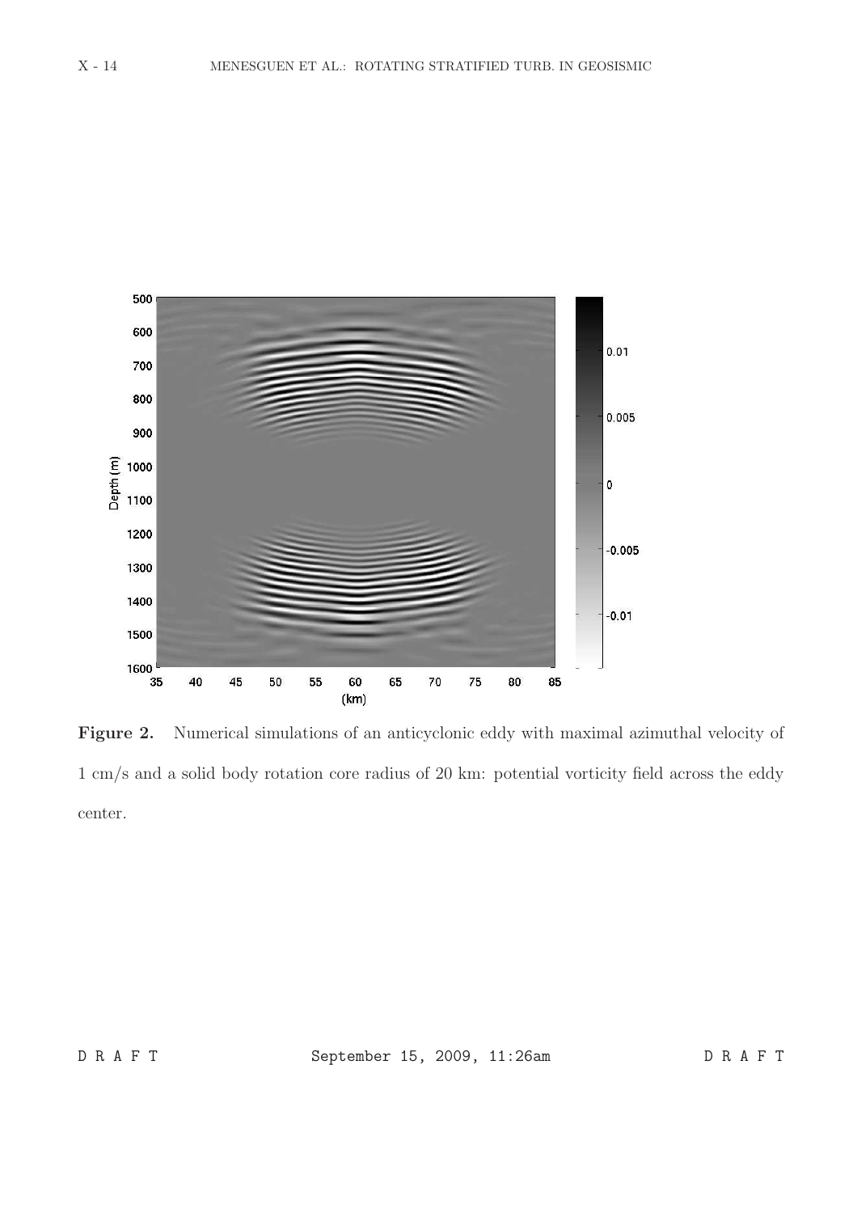**Figure 2.** Numerical simulations of an anticyclonic eddy with maximal azimuthal velocity of 1 cm/s and a solid body rotation core radius of 20 km: potential vorticity field across the eddy center.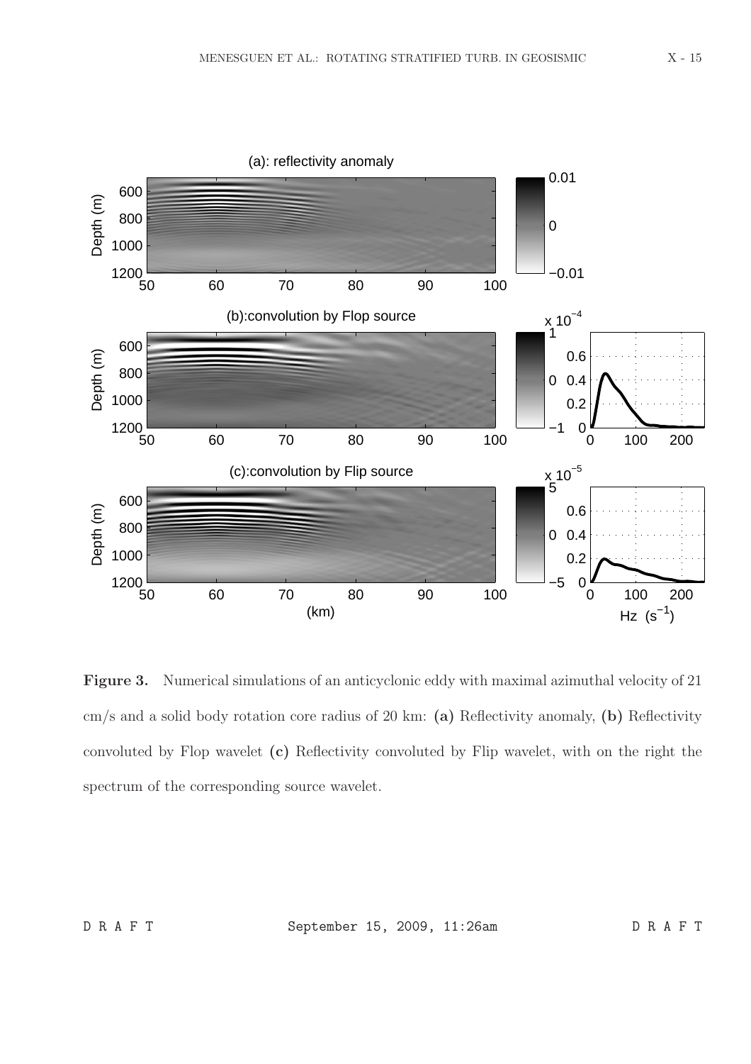**Figure 3.** Numerical simulations of an anticyclonic eddy with maximal azimuthal velocity of 21 cm/s and a solid body rotation core radius of 20 km: **(a)** Reflectivity anomaly, **(b)** Reflectivity convoluted by Flop wavelet **(c)** Reflectivity convoluted by Flip wavelet, with on the right the spectrum of the corresponding source wavelet.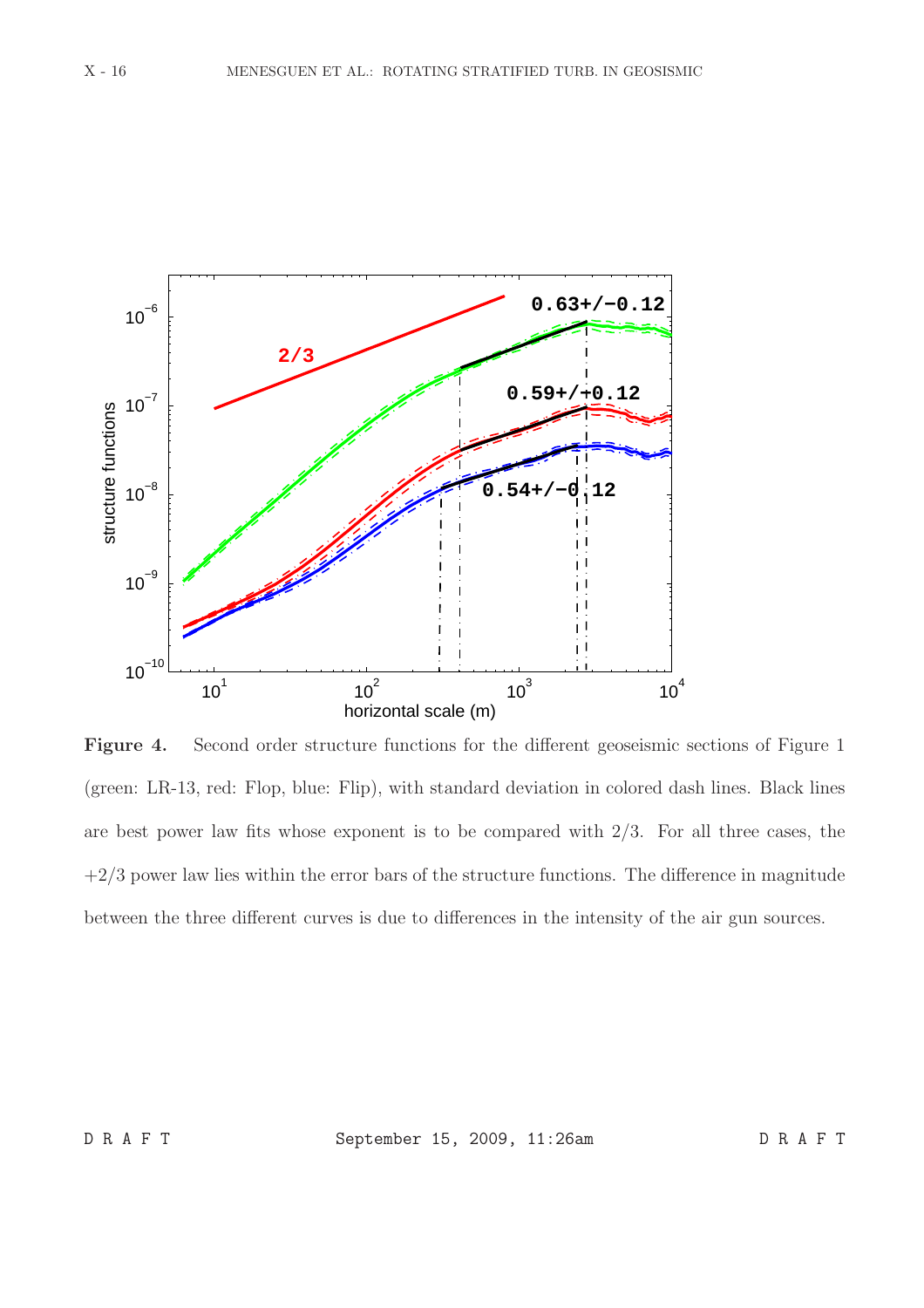structure functions

horizontal scale (m)

2/3

0.63+/−0.12

0.59+/−0.12

0.54+/−0.12

$10^{-10}$ $10^{-9}$ $10^{-8}$ $10^{-7}$ $10^{-6}$

$10^{1}$ $10^{2}$ $10^{3}$ $10^{4}$

**Figure 4.** Second order structure functions for the different geoseismic sections of Figure 1 (green: LR-13, red: Flop, blue: Flip), with standard deviation in colored dash lines. Black lines are best power law fits whose exponent is to be compared with 2/3. For all three cases, the +2/3 power law lies within the error bars of the structure functions. The difference in magnitude between the three different curves is due to differences in the intensity of the air gun sources.